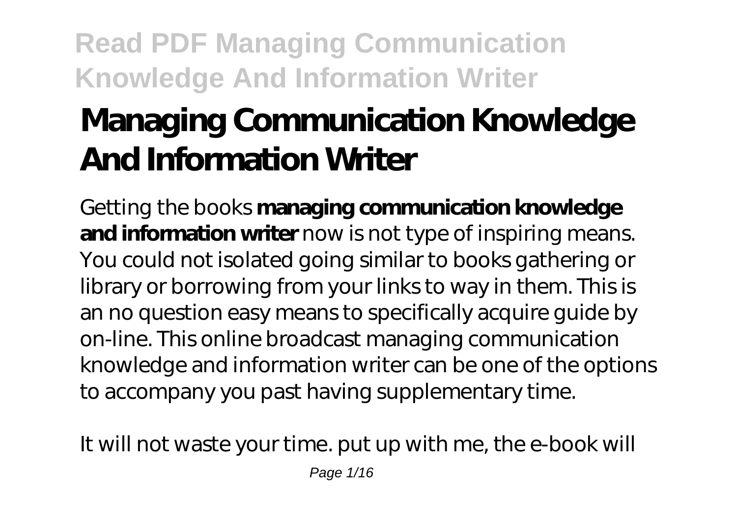# Managing Communication Knowledge And Information Writer

Getting the books **managing communication knowledge and information writer** now is not type of inspiring means. You could not isolated going similar to books gathering or library or borrowing from your links to way in them. This is an no question easy means to specifically acquire guide by on-line. This online broadcast managing communication knowledge and information writer can be one of the options to accompany you past having supplementary time.

It will not waste your time. put up with me, the e-book will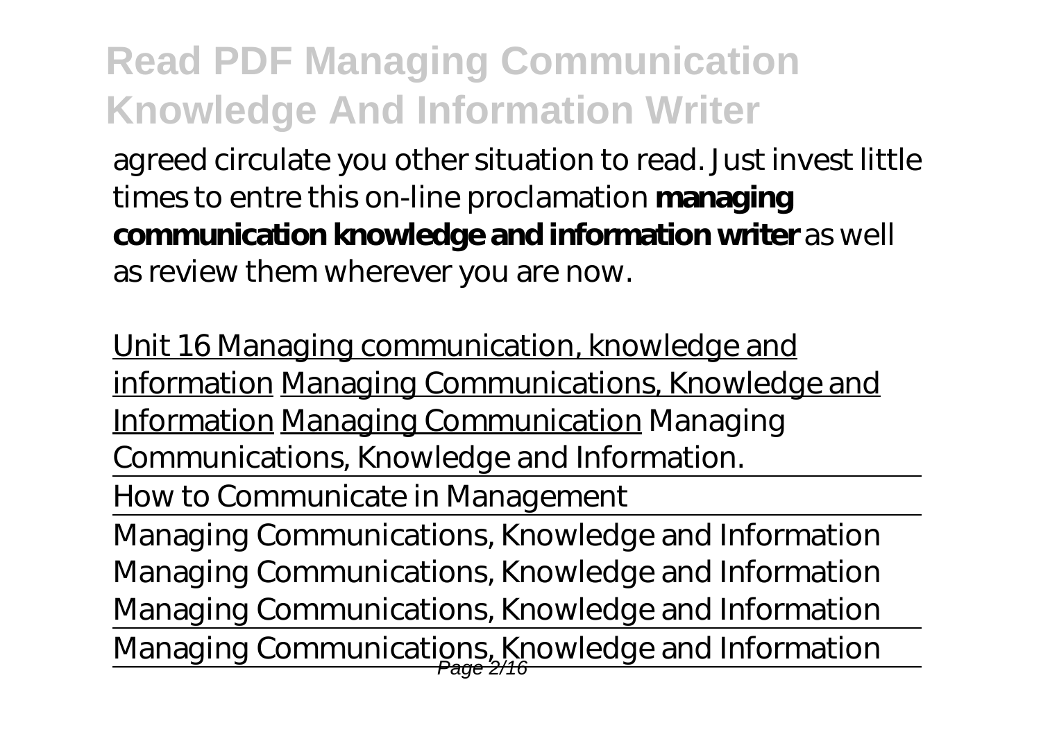agreed circulate you other situation to read. Just invest little times to entre this on-line proclamation **managing communication knowledge and information writer** as well as review them wherever you are now.

Unit 16 Managing communication, knowledge and information Managing Communications, Knowledge and Information Managing Communication *Managing Communications, Knowledge and Information.*

How to Communicate in Management

Managing Communications, Knowledge and Information

*Managing Communications, Knowledge and Information*

*Managing Communications, Knowledge and Information*

Managing Communications, Knowledge and Information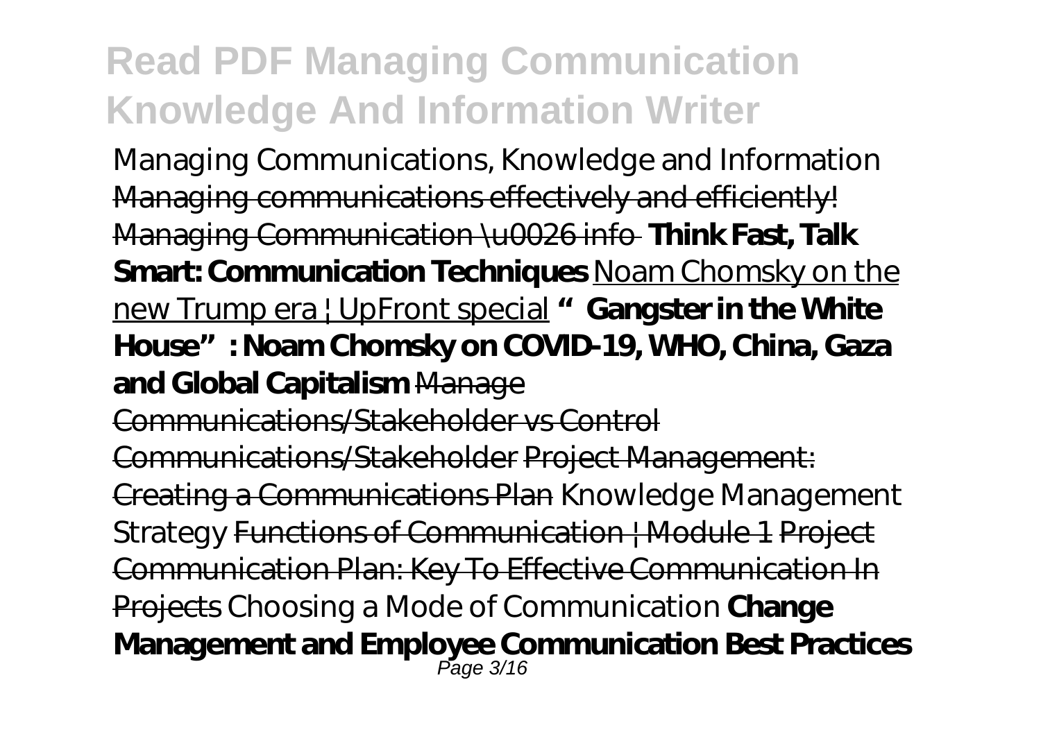Managing Communications, Knowledge and Information Managing communications effectively and efficiently! Managing Communication \u0026 info **Think Fast, Talk Smart: Communication Techniques** Noam Chomsky on the new Trump era | UpFront special **"Gangster in the White House": Noam Chomsky on COVID-19, WHO, China, Gaza and Global Capitalism** Manage Communications/Stakeholder vs Control Communications/Stakeholder Project Management: Creating a Communications Plan Knowledge Management Strategy Functions of Communication | Module 1 Project Communication Plan: Key To Effective Communication In Projects Choosing a Mode of Communication **Change Management and Employee Communication Best Practices**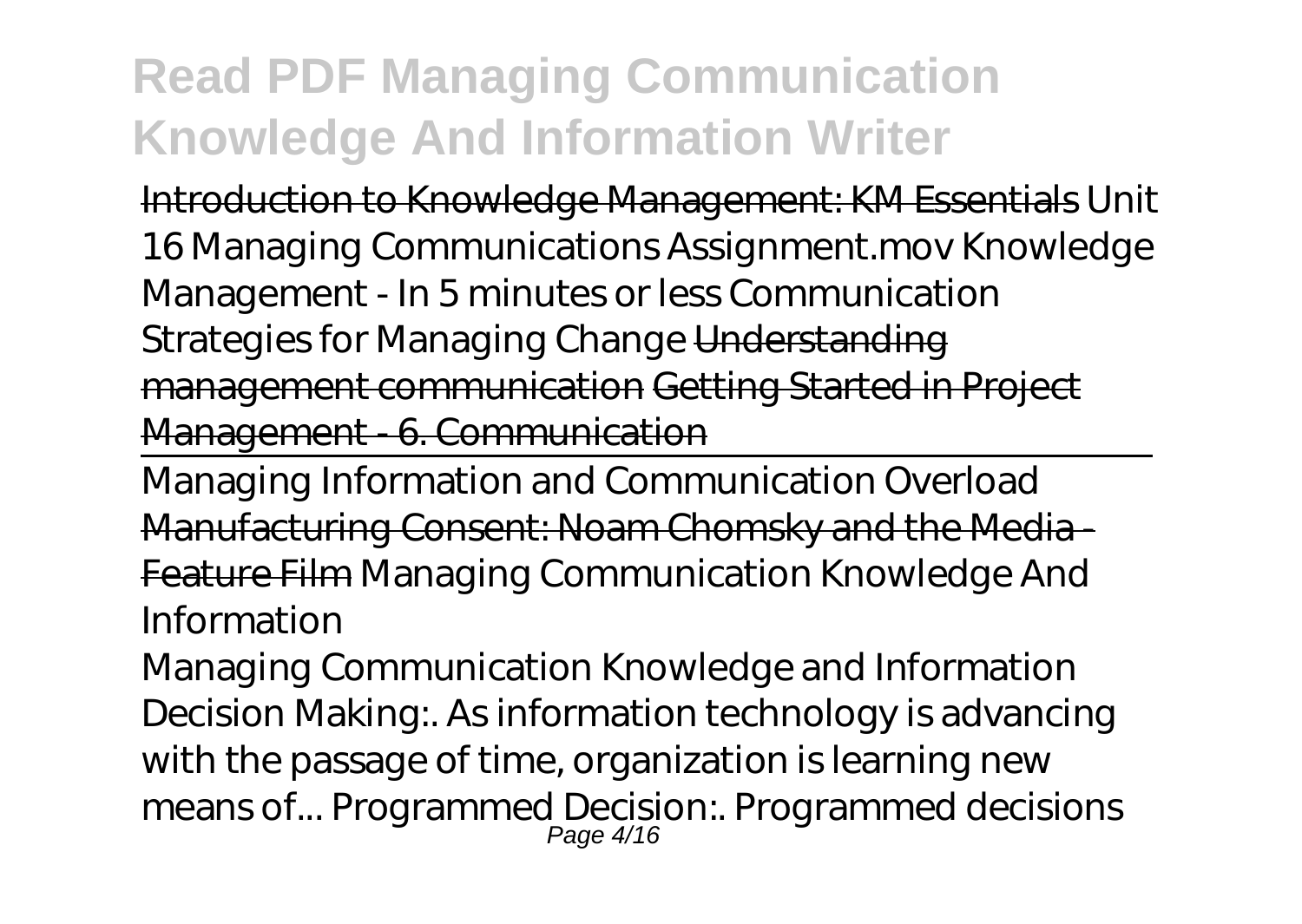Introduction to Knowledge Management: KM Essentials *Unit 16 Managing Communications Assignment.mov Knowledge Management - In 5 minutes or less Communication Strategies for Managing Change* Understanding management communication Getting Started in Project Management - 6. Communication

---

*Managing Information and Communication Overload*
Manufacturing Consent: Noam Chomsky and the Media - Feature Film *Managing Communication Knowledge And Information*

Managing Communication Knowledge and Information Decision Making:. As information technology is advancing with the passage of time, organization is learning new means of... Programmed Decision:. Programmed decisions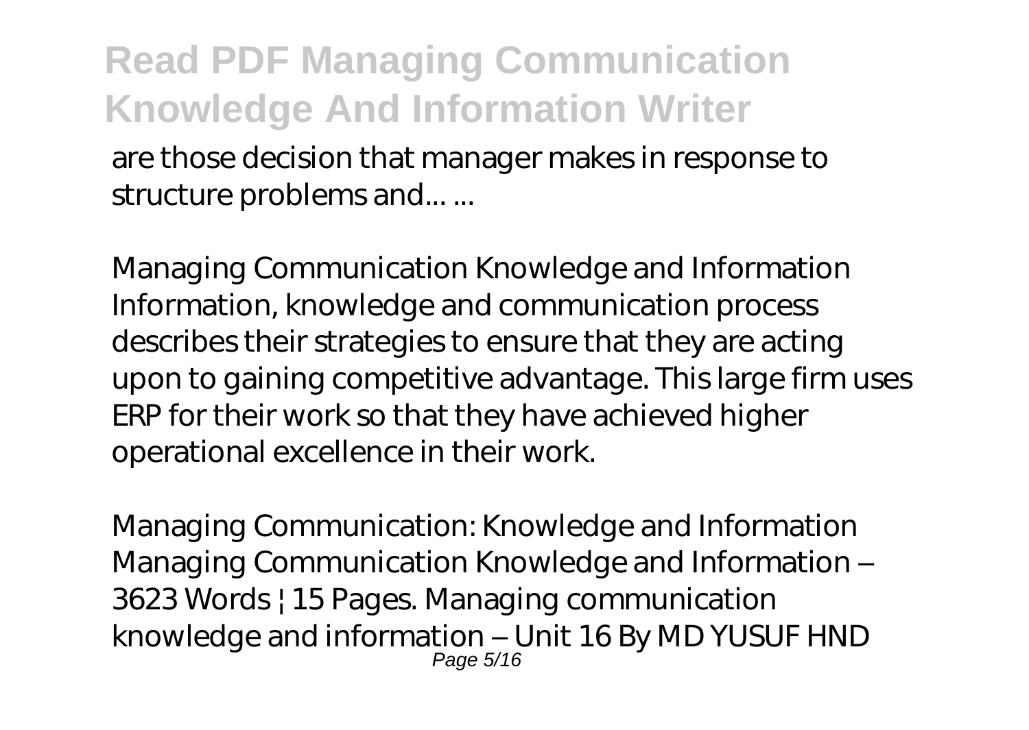are those decision that manager makes in response to structure problems and... ...

*Managing Communication Knowledge and Information*

Information, knowledge and communication process describes their strategies to ensure that they are acting upon to gaining competitive advantage. This large firm uses ERP for their work so that they have achieved higher operational excellence in their work.

*Managing Communication: Knowledge and Information*

Managing Communication Knowledge and Information – 3623 Words | 15 Pages. Managing communication knowledge and information – Unit 16 By MD YUSUF HND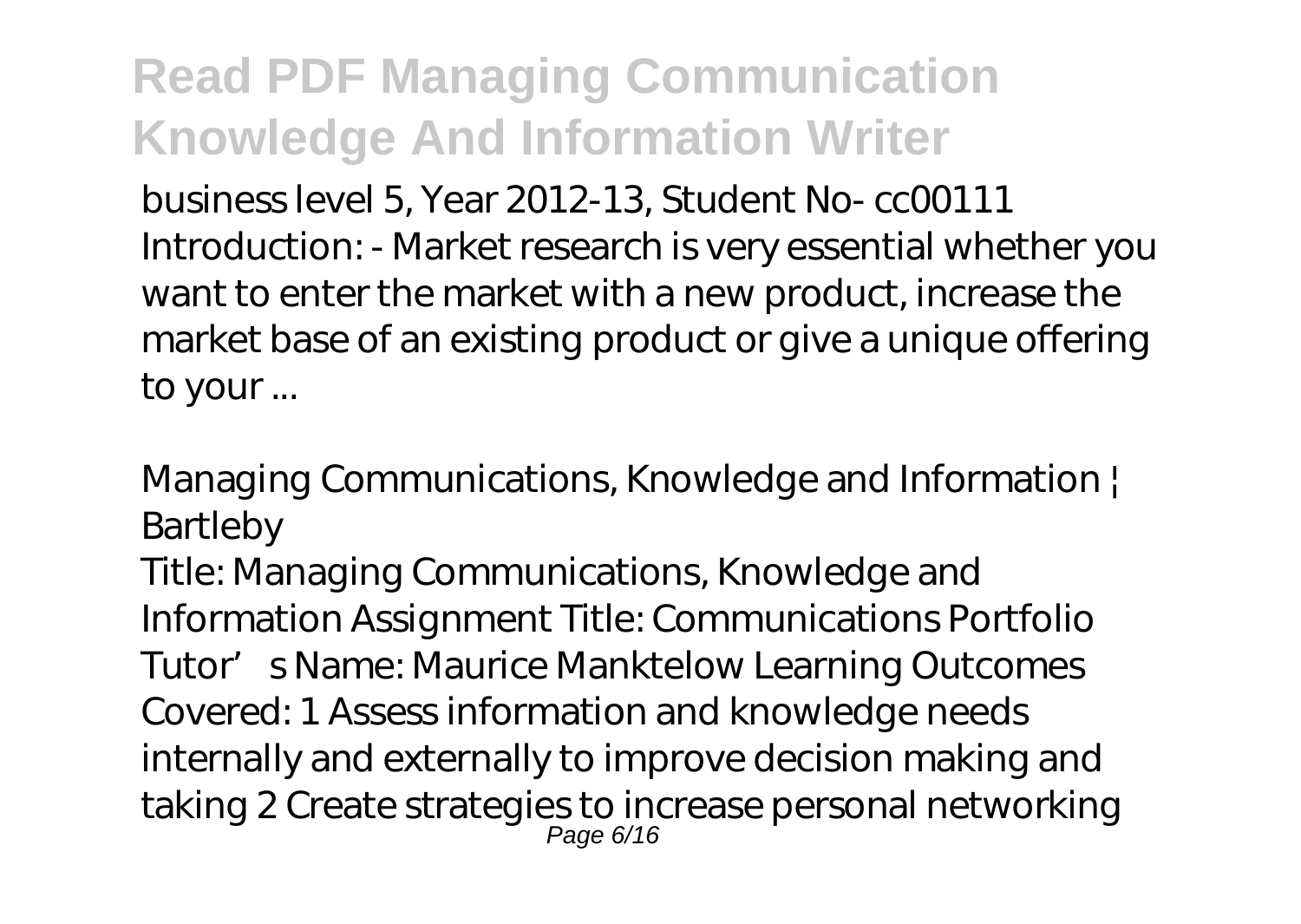business level 5, Year 2012-13, Student No- cc00111 Introduction: - Market research is very essential whether you want to enter the market with a new product, increase the market base of an existing product or give a unique offering to your ...

*Managing Communications, Knowledge and Information | Bartleby*

Title: Managing Communications, Knowledge and Information Assignment Title: Communications Portfolio Tutor's Name: Maurice Manktelow Learning Outcomes Covered: 1 Assess information and knowledge needs internally and externally to improve decision making and taking 2 Create strategies to increase personal networking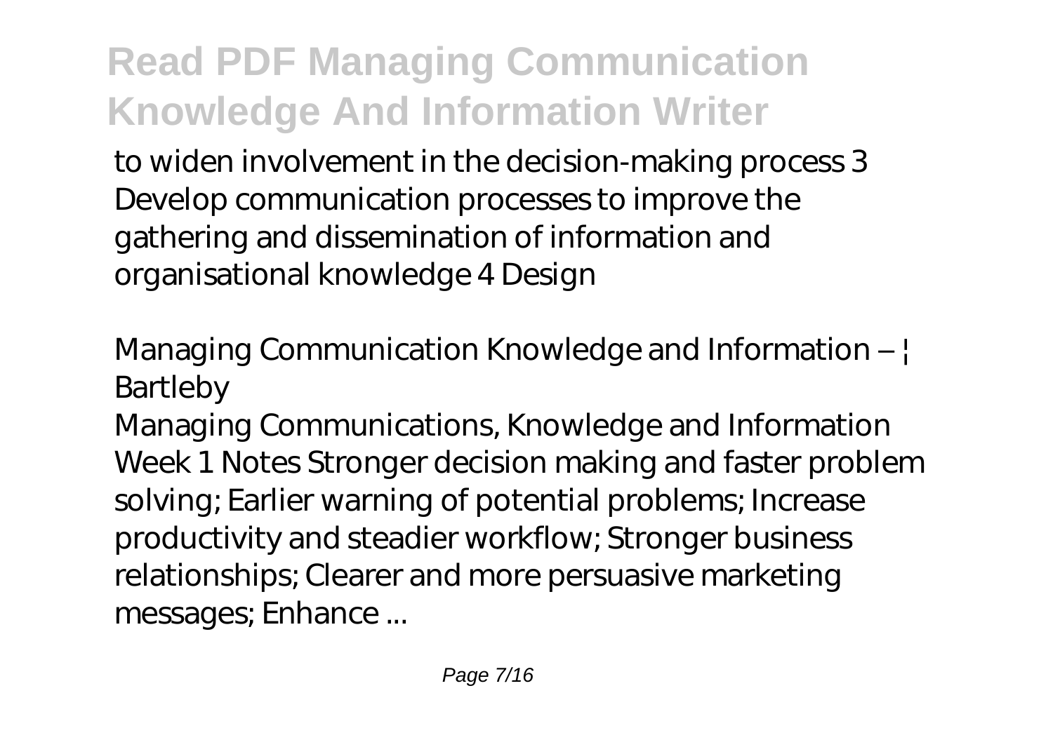to widen involvement in the decision-making process 3 Develop communication processes to improve the gathering and dissemination of information and organisational knowledge 4 Design

*Managing Communication Knowledge and Information – | Bartleby*

Managing Communications, Knowledge and Information Week 1 Notes Stronger decision making and faster problem solving; Earlier warning of potential problems; Increase productivity and steadier workflow; Stronger business relationships; Clearer and more persuasive marketing messages; Enhance ...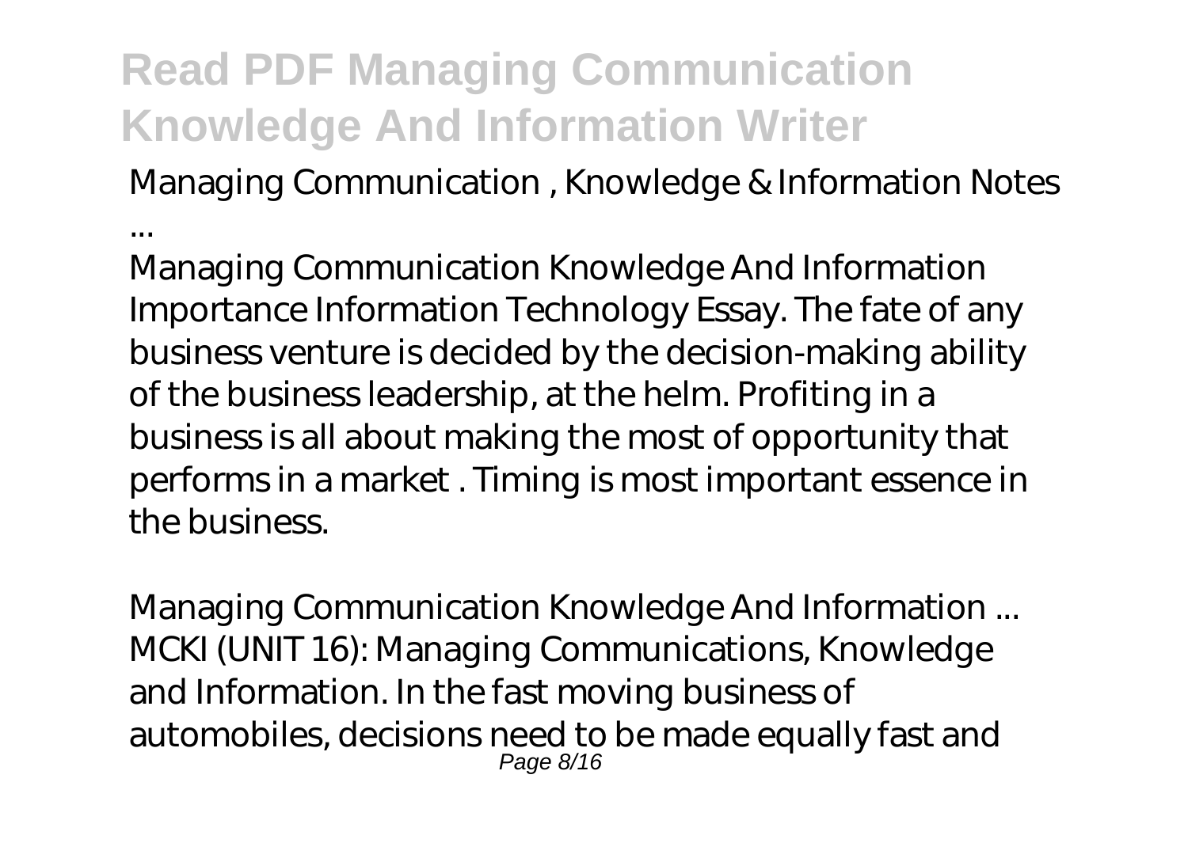Managing Communication , Knowledge & Information Notes ...

Managing Communication Knowledge And Information Importance Information Technology Essay. The fate of any business venture is decided by the decision-making ability of the business leadership, at the helm. Profiting in a business is all about making the most of opportunity that performs in a market . Timing is most important essence in the business.

Managing Communication Knowledge And Information ...

MCKI (UNIT 16): Managing Communications, Knowledge and Information. In the fast moving business of automobiles, decisions need to be made equally fast and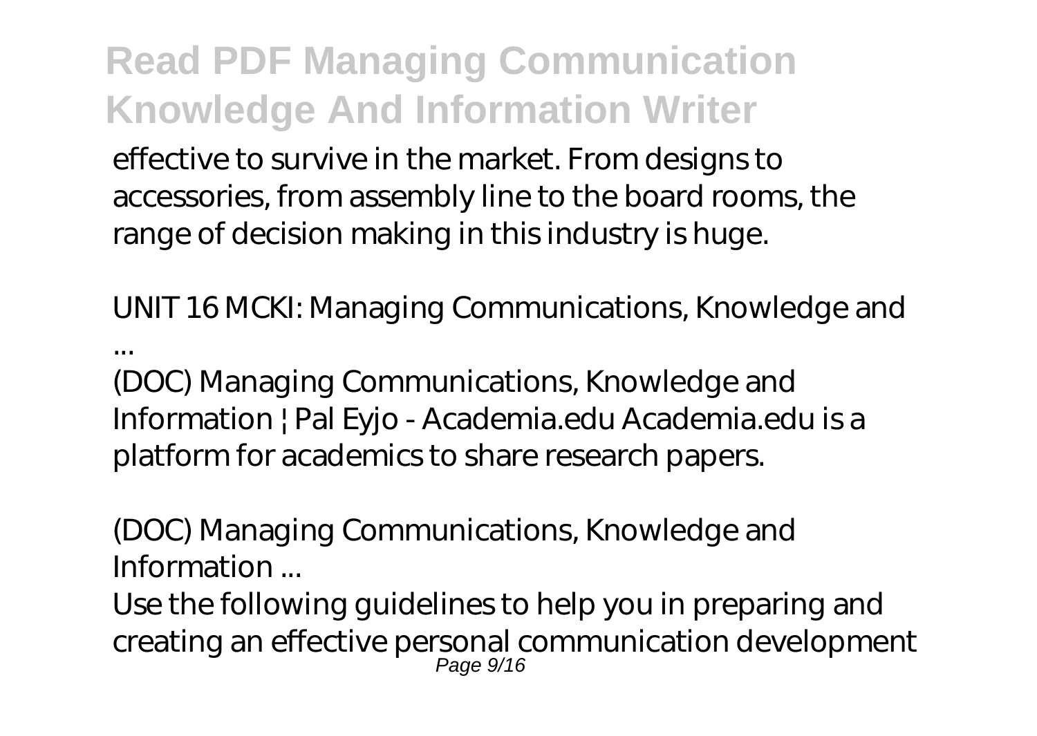effective to survive in the market. From designs to accessories, from assembly line to the board rooms, the range of decision making in this industry is huge.

*UNIT 16 MCKI: Managing Communications, Knowledge and ...*

(DOC) Managing Communications, Knowledge and Information | Pal Eyjo - Academia.edu Academia.edu is a platform for academics to share research papers.

*(DOC) Managing Communications, Knowledge and Information ...*

Use the following guidelines to help you in preparing and creating an effective personal communication development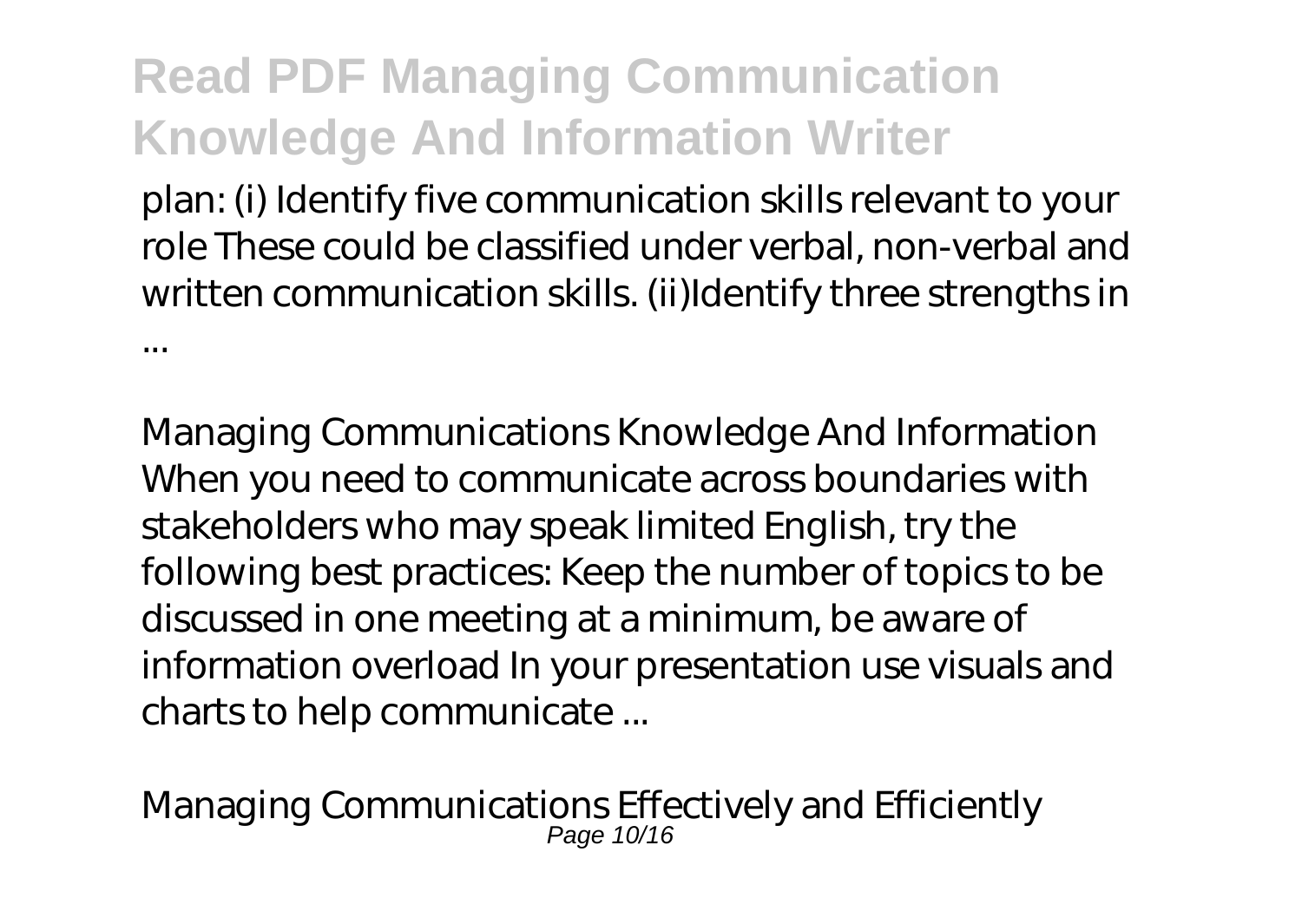plan: (i) Identify five communication skills relevant to your role These could be classified under verbal, non-verbal and written communication skills. (ii)Identify three strengths in ...

*Managing Communications Knowledge And Information*

When you need to communicate across boundaries with stakeholders who may speak limited English, try the following best practices: Keep the number of topics to be discussed in one meeting at a minimum, be aware of information overload In your presentation use visuals and charts to help communicate ...

*Managing Communications Effectively and Efficiently*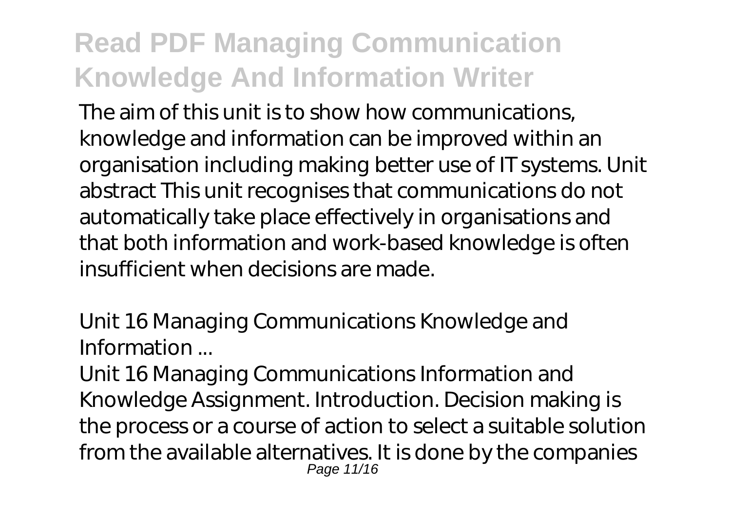The aim of this unit is to show how communications, knowledge and information can be improved within an organisation including making better use of IT systems. Unit abstract This unit recognises that communications do not automatically take place effectively in organisations and that both information and work-based knowledge is often insufficient when decisions are made.

*Unit 16 Managing Communications Knowledge and Information ...*

Unit 16 Managing Communications Information and Knowledge Assignment. Introduction. Decision making is the process or a course of action to select a suitable solution from the available alternatives. It is done by the companies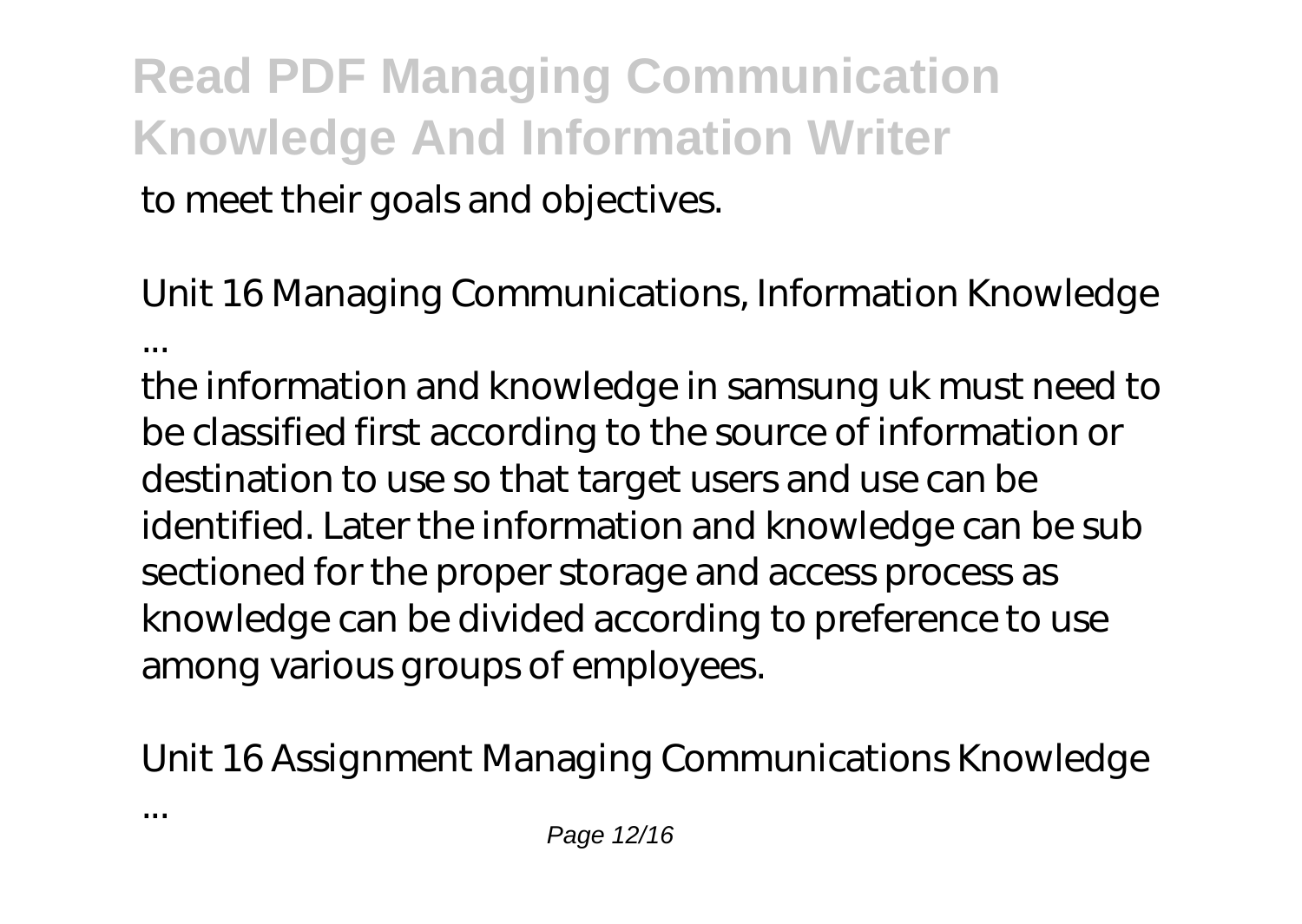to meet their goals and objectives.

*Unit 16 Managing Communications, Information Knowledge ...*

the information and knowledge in samsung uk must need to be classified first according to the source of information or destination to use so that target users and use can be identified. Later the information and knowledge can be sub sectioned for the proper storage and access process as knowledge can be divided according to preference to use among various groups of employees.

*Unit 16 Assignment Managing Communications Knowledge ...*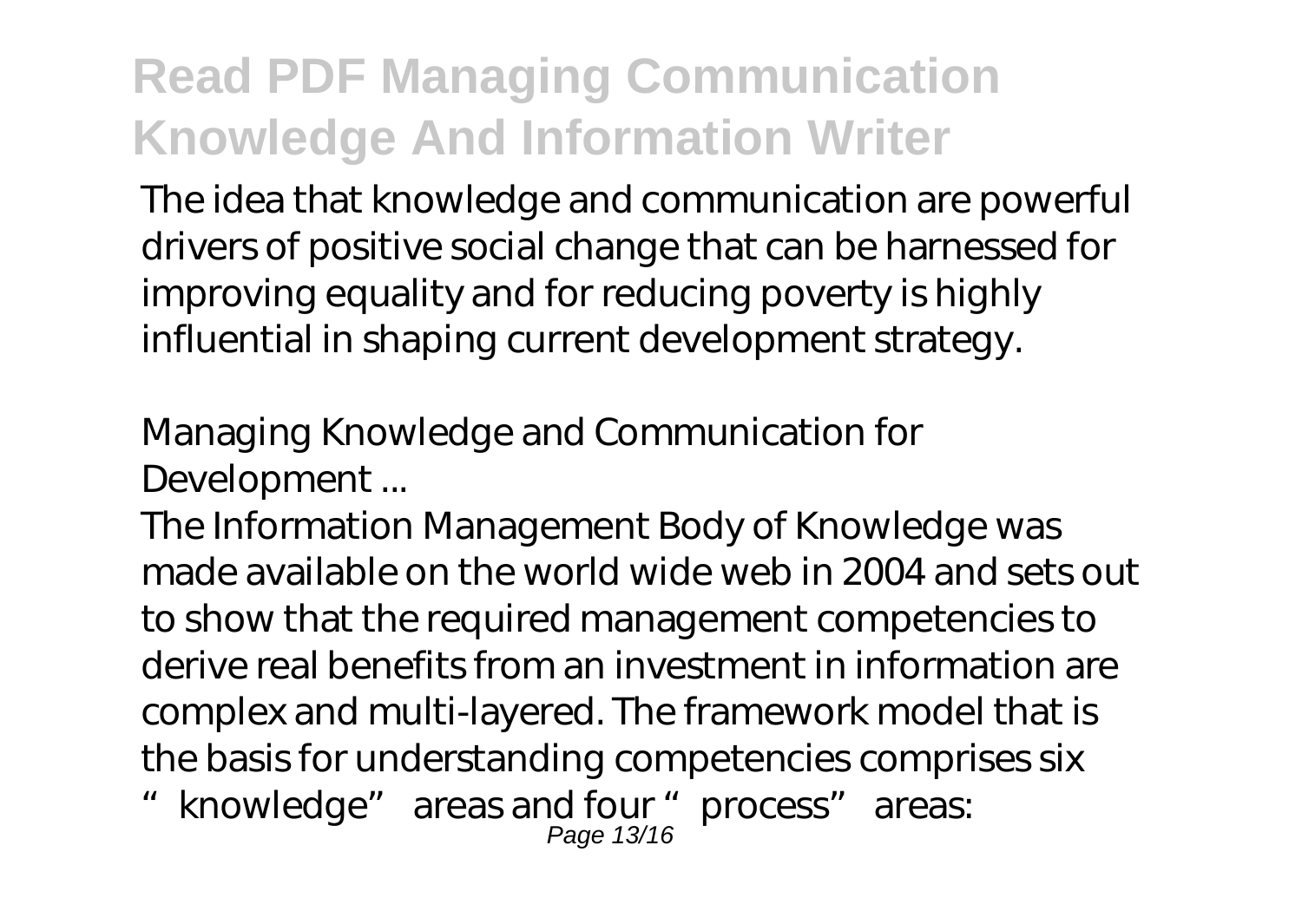The idea that knowledge and communication are powerful drivers of positive social change that can be harnessed for improving equality and for reducing poverty is highly influential in shaping current development strategy.

*Managing Knowledge and Communication for Development ...*

The Information Management Body of Knowledge was made available on the world wide web in 2004 and sets out to show that the required management competencies to derive real benefits from an investment in information are complex and multi-layered. The framework model that is the basis for understanding competencies comprises six "knowledge" areas and four "process" areas: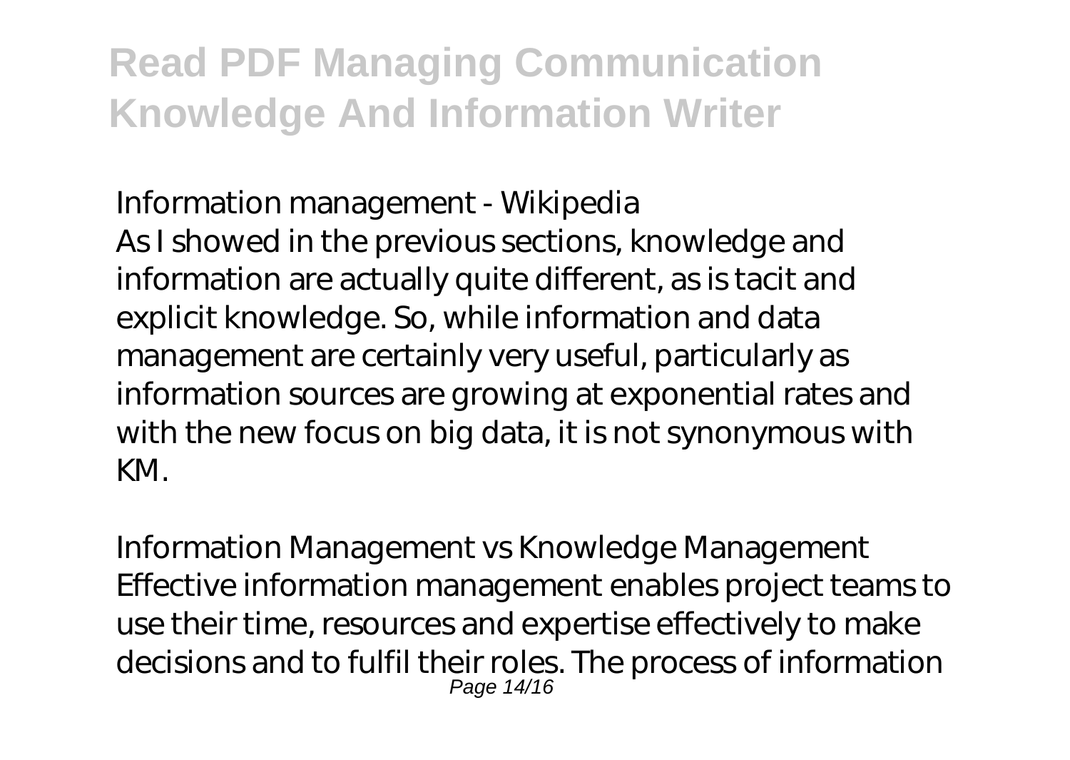*Information management - Wikipedia*
As I showed in the previous sections, knowledge and information are actually quite different, as is tacit and explicit knowledge. So, while information and data management are certainly very useful, particularly as information sources are growing at exponential rates and with the new focus on big data, it is not synonymous with KM.

*Information Management vs Knowledge Management*
Effective information management enables project teams to use their time, resources and expertise effectively to make decisions and to fulfil their roles. The process of information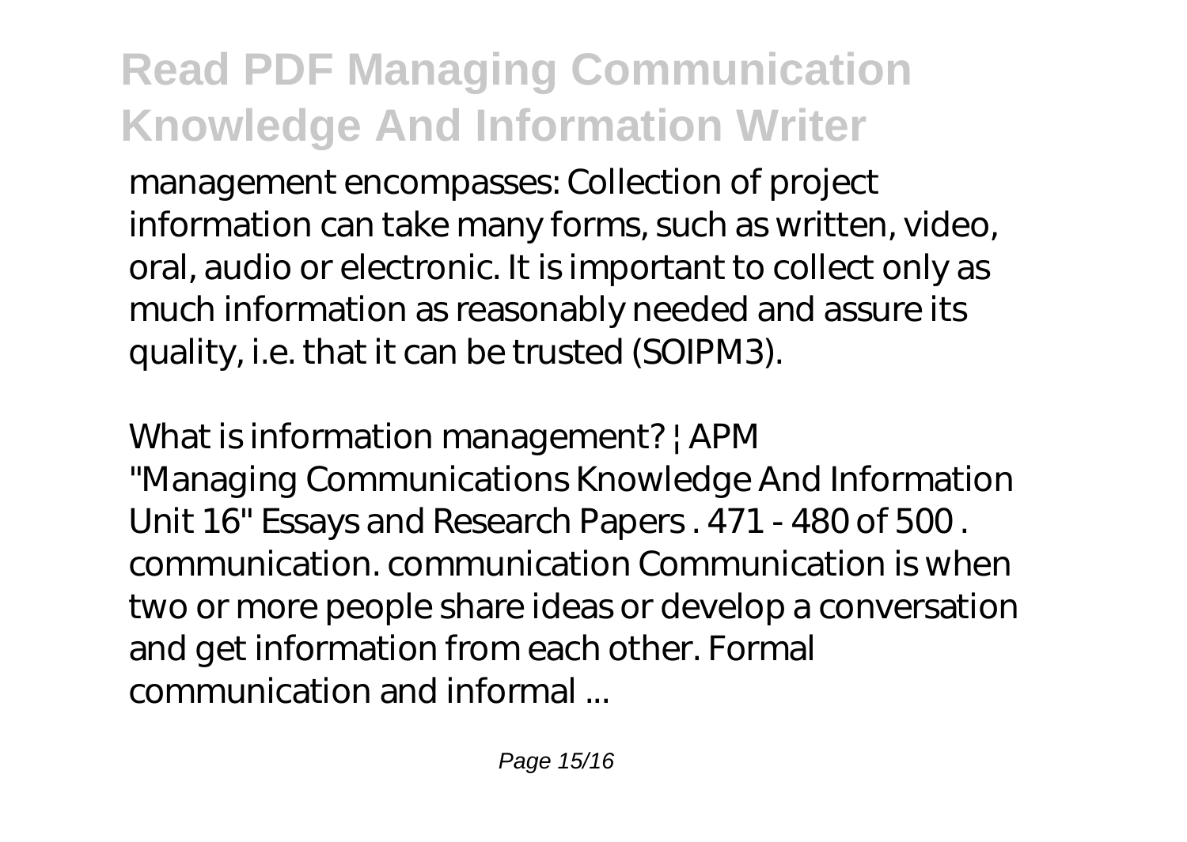management encompasses: Collection of project information can take many forms, such as written, video, oral, audio or electronic. It is important to collect only as much information as reasonably needed and assure its quality, i.e. that it can be trusted (SOIPM3).

*What is information management? | APM*

"Managing Communications Knowledge And Information Unit 16" Essays and Research Papers . 471 - 480 of 500 . communication. communication Communication is when two or more people share ideas or develop a conversation and get information from each other. Formal communication and informal ...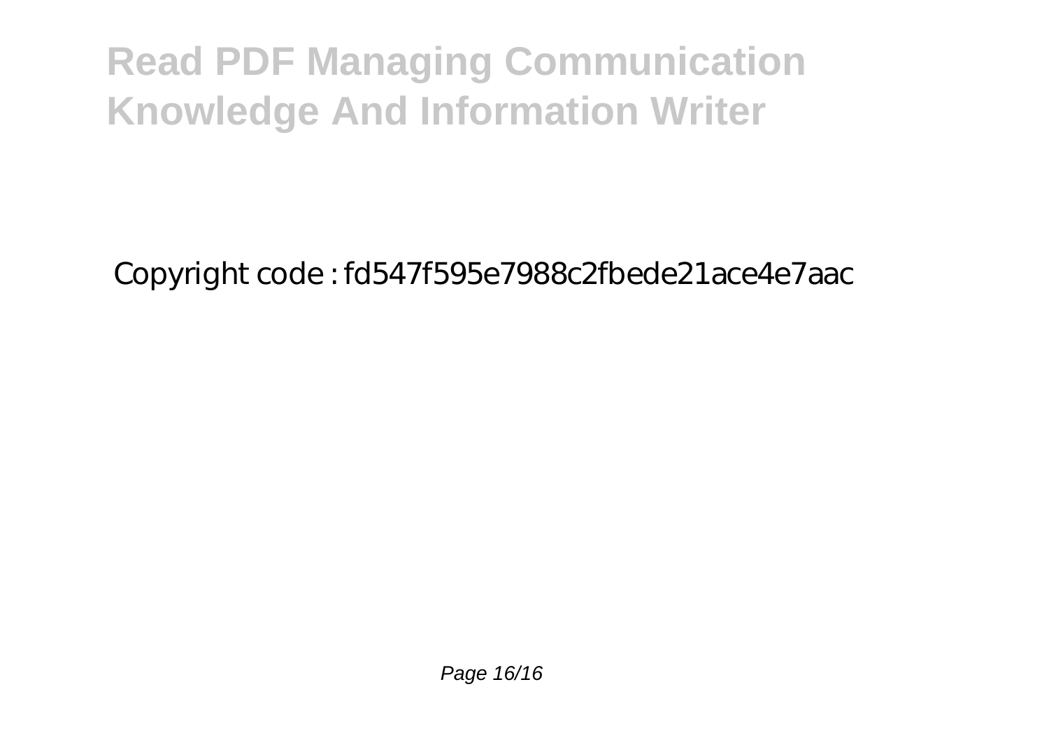Copyright code : fd547f595e7988c2fbede21ace4e7aac